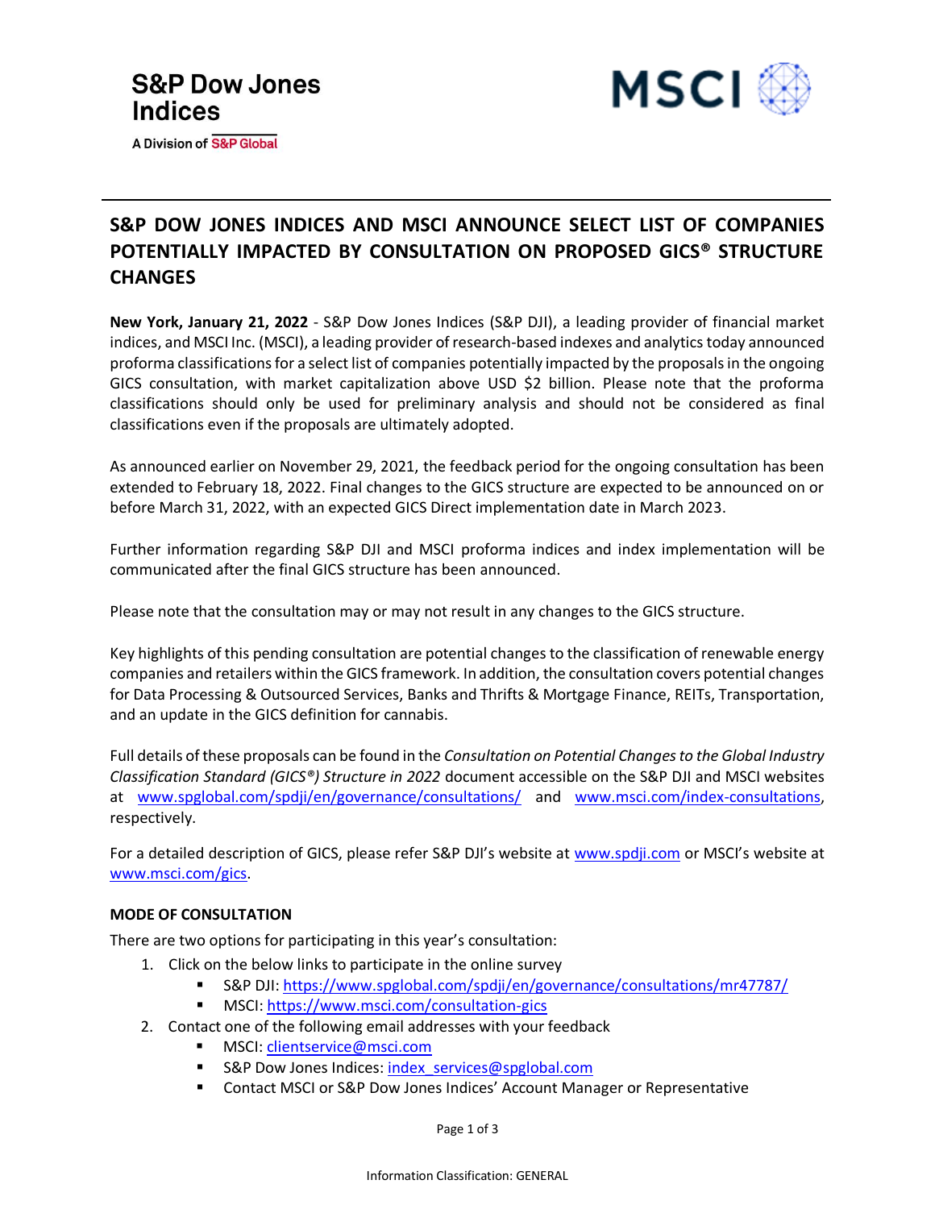S&P Dow Jones Indices
A Division of S&P Global

MSCI

# S&P DOW JONES INDICES AND MSCI ANNOUNCE SELECT LIST OF COMPANIES POTENTIALLY IMPACTED BY CONSULTATION ON PROPOSED GICS® STRUCTURE CHANGES

**New York, January 21, 2022** - S&P Dow Jones Indices (S&P DJI), a leading provider of financial market indices, and MSCI Inc. (MSCI), a leading provider of research-based indexes and analytics today announced proforma classifications for a select list of companies potentially impacted by the proposals in the ongoing GICS consultation, with market capitalization above USD $2 billion. Please note that the proforma classifications should only be used for preliminary analysis and should not be considered as final classifications even if the proposals are ultimately adopted.

As announced earlier on November 29, 2021, the feedback period for the ongoing consultation has been extended to February 18, 2022. Final changes to the GICS structure are expected to be announced on or before March 31, 2022, with an expected GICS Direct implementation date in March 2023.

Further information regarding S&P DJI and MSCI proforma indices and index implementation will be communicated after the final GICS structure has been announced.

Please note that the consultation may or may not result in any changes to the GICS structure.

Key highlights of this pending consultation are potential changes to the classification of renewable energy companies and retailers within the GICS framework. In addition, the consultation covers potential changes for Data Processing & Outsourced Services, Banks and Thrifts & Mortgage Finance, REITs, Transportation, and an update in the GICS definition for cannabis.

Full details of these proposals can be found in the *Consultation on Potential Changes to the Global Industry Classification Standard (GICS®) Structure in 2022* document accessible on the S&P DJI and MSCI websites at www.spglobal.com/spdji/en/governance/consultations/ and www.msci.com/index-consultations, respectively.

For a detailed description of GICS, please refer S&P DJI's website at www.spdji.com or MSCI's website at www.msci.com/gics.

### MODE OF CONSULTATION

There are two options for participating in this year's consultation:

1. Click on the below links to participate in the online survey
   - S&P DJI: https://www.spglobal.com/spdji/en/governance/consultations/mr47787/
   - MSCI: https://www.msci.com/consultation-gics
2. Contact one of the following email addresses with your feedback
   - MSCI: clientservice@msci.com
   - S&P Dow Jones Indices: index_services@spglobal.com
   - Contact MSCI or S&P Dow Jones Indices' Account Manager or Representative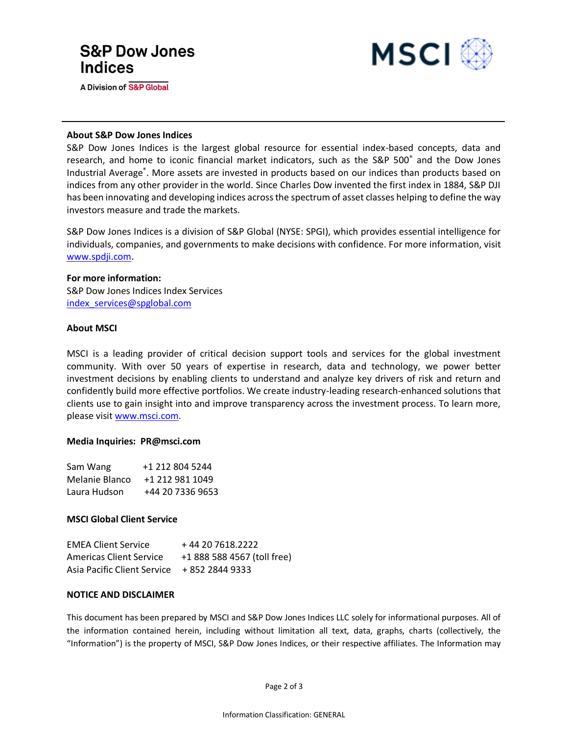### About S&P Dow Jones Indices

S&P Dow Jones Indices is the largest global resource for essential index-based concepts, data and research, and home to iconic financial market indicators, such as the S&P 500® and the Dow Jones Industrial Average®. More assets are invested in products based on our indices than products based on indices from any other provider in the world. Since Charles Dow invented the first index in 1884, S&P DJI has been innovating and developing indices across the spectrum of asset classes helping to define the way investors measure and trade the markets.

S&P Dow Jones Indices is a division of S&P Global (NYSE: SPGI), which provides essential intelligence for individuals, companies, and governments to make decisions with confidence. For more information, visit www.spdji.com.

**For more information:**
S&P Dow Jones Indices Index Services
index_services@spglobal.com

### About MSCI

MSCI is a leading provider of critical decision support tools and services for the global investment community. With over 50 years of expertise in research, data and technology, we power better investment decisions by enabling clients to understand and analyze key drivers of risk and return and confidently build more effective portfolios. We create industry-leading research-enhanced solutions that clients use to gain insight into and improve transparency across the investment process. To learn more, please visit www.msci.com.

**Media Inquiries: PR@msci.com**

| | |
|---|---|
| Sam Wang | +1 212 804 5244 |
| Melanie Blanco | +1 212 981 1049 |
| Laura Hudson | +44 20 7336 9653 |

**MSCI Global Client Service**

| | |
|---|---|
| EMEA Client Service | + 44 20 7618.2222 |
| Americas Client Service | +1 888 588 4567 (toll free) |
| Asia Pacific Client Service | + 852 2844 9333 |

### NOTICE AND DISCLAIMER

This document has been prepared by MSCI and S&P Dow Jones Indices LLC solely for informational purposes. All of the information contained herein, including without limitation all text, data, graphs, charts (collectively, the "Information") is the property of MSCI, S&P Dow Jones Indices, or their respective affiliates. The Information may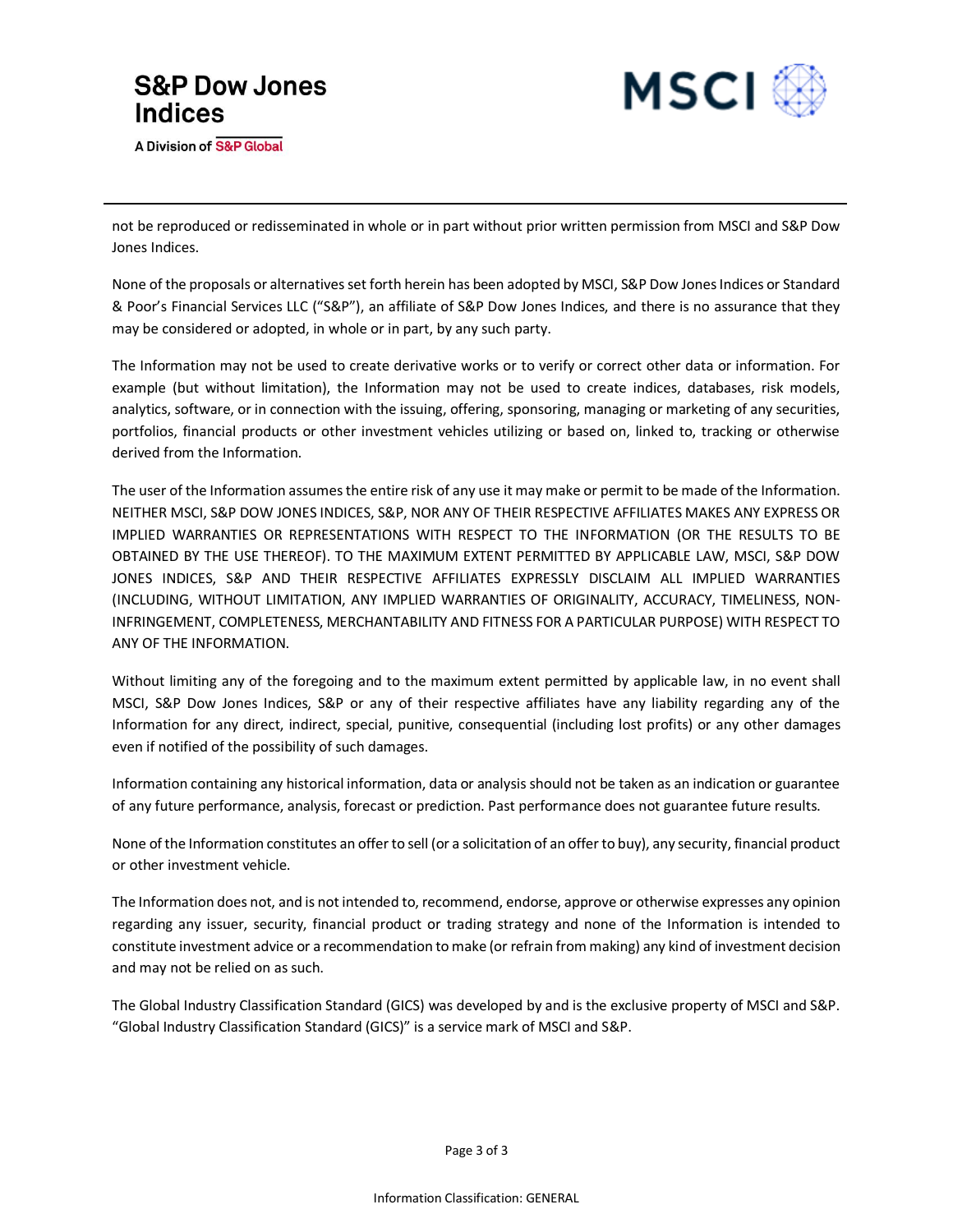not be reproduced or redisseminated in whole or in part without prior written permission from MSCI and S&P Dow Jones Indices.

None of the proposals or alternatives set forth herein has been adopted by MSCI, S&P Dow Jones Indices or Standard & Poor's Financial Services LLC ("S&P"), an affiliate of S&P Dow Jones Indices, and there is no assurance that they may be considered or adopted, in whole or in part, by any such party.

The Information may not be used to create derivative works or to verify or correct other data or information. For example (but without limitation), the Information may not be used to create indices, databases, risk models, analytics, software, or in connection with the issuing, offering, sponsoring, managing or marketing of any securities, portfolios, financial products or other investment vehicles utilizing or based on, linked to, tracking or otherwise derived from the Information.

The user of the Information assumes the entire risk of any use it may make or permit to be made of the Information. NEITHER MSCI, S&P DOW JONES INDICES, S&P, NOR ANY OF THEIR RESPECTIVE AFFILIATES MAKES ANY EXPRESS OR IMPLIED WARRANTIES OR REPRESENTATIONS WITH RESPECT TO THE INFORMATION (OR THE RESULTS TO BE OBTAINED BY THE USE THEREOF). TO THE MAXIMUM EXTENT PERMITTED BY APPLICABLE LAW, MSCI, S&P DOW JONES INDICES, S&P AND THEIR RESPECTIVE AFFILIATES EXPRESSLY DISCLAIM ALL IMPLIED WARRANTIES (INCLUDING, WITHOUT LIMITATION, ANY IMPLIED WARRANTIES OF ORIGINALITY, ACCURACY, TIMELINESS, NON-INFRINGEMENT, COMPLETENESS, MERCHANTABILITY AND FITNESS FOR A PARTICULAR PURPOSE) WITH RESPECT TO ANY OF THE INFORMATION.

Without limiting any of the foregoing and to the maximum extent permitted by applicable law, in no event shall MSCI, S&P Dow Jones Indices, S&P or any of their respective affiliates have any liability regarding any of the Information for any direct, indirect, special, punitive, consequential (including lost profits) or any other damages even if notified of the possibility of such damages.

Information containing any historical information, data or analysis should not be taken as an indication or guarantee of any future performance, analysis, forecast or prediction. Past performance does not guarantee future results.

None of the Information constitutes an offer to sell (or a solicitation of an offer to buy), any security, financial product or other investment vehicle.

The Information does not, and is not intended to, recommend, endorse, approve or otherwise expresses any opinion regarding any issuer, security, financial product or trading strategy and none of the Information is intended to constitute investment advice or a recommendation to make (or refrain from making) any kind of investment decision and may not be relied on as such.

The Global Industry Classification Standard (GICS) was developed by and is the exclusive property of MSCI and S&P. "Global Industry Classification Standard (GICS)" is a service mark of MSCI and S&P.

Information Classification: GENERAL